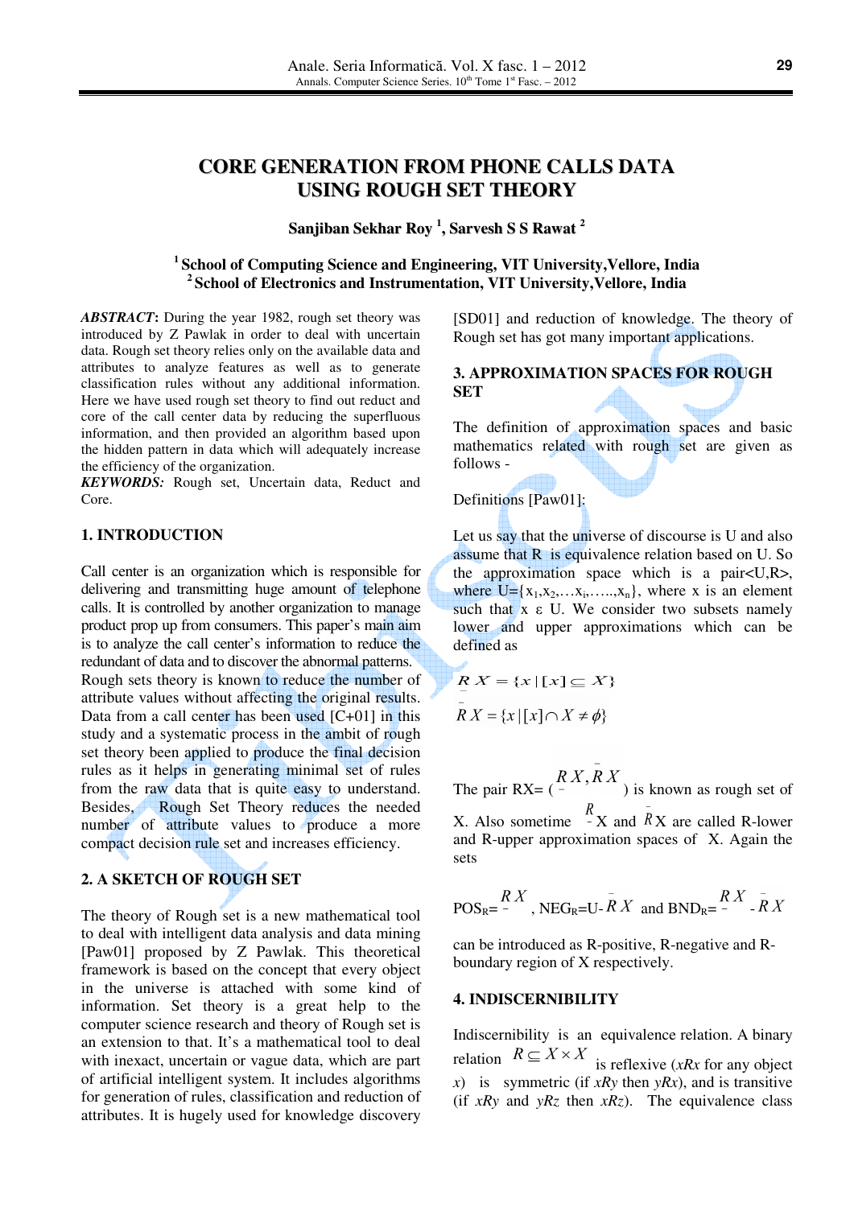# CORE GENERATION FROM PHONE CALLS DATA USING ROUGH SET THEORY

**Sanjiban Sekhar Roy [1], Sarvesh S S Rawat [2]**

**[1] School of Computing Science and Engineering, VIT University,Vellore, India**
**[2] School of Electronics and Instrumentation, VIT University,Vellore, India**

***ABSTRACT*:** During the year 1982, rough set theory was introduced by Z Pawlak in order to deal with uncertain data. Rough set theory relies only on the available data and attributes to analyze features as well as to generate classification rules without any additional information. Here we have used rough set theory to find out reduct and core of the call center data by reducing the superfluous information, and then provided an algorithm based upon the hidden pattern in data which will adequately increase the efficiency of the organization.

***KEYWORDS:*** Rough set, Uncertain data, Reduct and Core.

## 1. INTRODUCTION

Call center is an organization which is responsible for delivering and transmitting huge amount of telephone calls. It is controlled by another organization to manage product prop up from consumers. This paper's main aim is to analyze the call center's information to reduce the redundant of data and to discover the abnormal patterns.

Rough sets theory is known to reduce the number of attribute values without affecting the original results. Data from a call center has been used [C+01] in this study and a systematic process in the ambit of rough set theory been applied to produce the final decision rules as it helps in generating minimal set of rules from the raw data that is quite easy to understand. Besides, Rough Set Theory reduces the needed number of attribute values to produce a more compact decision rule set and increases efficiency.

## 2. A SKETCH OF ROUGH SET

The theory of Rough set is a new mathematical tool to deal with intelligent data analysis and data mining [Paw01] proposed by Z Pawlak. This theoretical framework is based on the concept that every object in the universe is attached with some kind of information. Set theory is a great help to the computer science research and theory of Rough set is an extension to that. It's a mathematical tool to deal with inexact, uncertain or vague data, which are part of artificial intelligent system. It includes algorithms for generation of rules, classification and reduction of attributes. It is hugely used for knowledge discovery [SD01] and reduction of knowledge. The theory of Rough set has got many important applications.

## 3. APPROXIMATION SPACES FOR ROUGH SET

The definition of approximation spaces and basic mathematics related with rough set are given as follows -

Definitions [Paw01]:

Let us say that the universe of discourse is U and also assume that R is equivalence relation based on U. So the approximation space which is a pair<U,R>, where U={$x_1$,$x_2$,…$x_i$,…..,$x_n$}, where x is an element such that x ε U. We consider two subsets namely lower and upper approximations which can be defined as

$$\underline{R}X = \{x \mid [x] \subseteq X\}$$

$$\overline{R}X = \{x \mid [x] \cap X \neq \phi\}$$

The pair RX= ($\underline{R}X, \overline{R}X$) is known as rough set of X. Also sometime $\underline{R}$X and $\overline{R}$X are called R-lower and R-upper approximation spaces of X. Again the sets

$POS_R$= $\underline{R}X$ , $NEG_R$=U- $\overline{R}X$ and $BND_R$= $\underline{R}X$ - $\overline{R}X$

can be introduced as R-positive, R-negative and R-boundary region of X respectively.

## 4. INDISCERNIBILITY

Indiscernibility is an equivalence relation. A binary relation $R \subseteq X \times X$ is reflexive (*xRx* for any object *x*) is symmetric (if *xRy* then *yRx*), and is transitive (if *xRy* and *yRz* then *xRz*). The equivalence class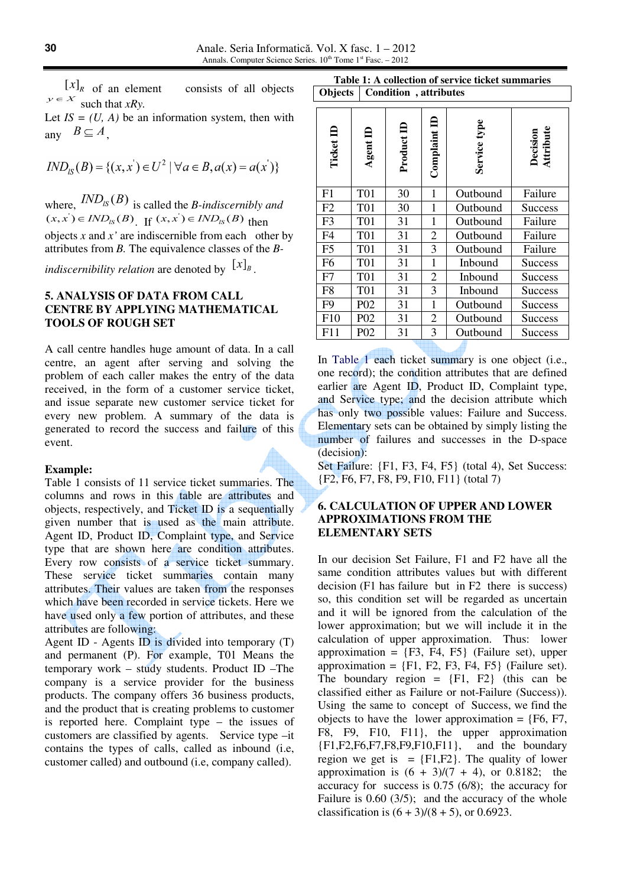$[x]_R$ of an element $y \in X$ consists of all objects such that *xRy*.

Let *IS = (U, A)* be an information system, then with any $B \subseteq A$,

$$IND_{IS}(B) = \{(x, x') \in U^2 \mid \forall a \in B, a(x) = a(x')\}$$

where, $IND_{IS}(B)$ is called the *B-indiscernibly and* $(x, x') \in IND_{IS}(B)$. If $(x, x') \in IND_{IS}(B)$ then objects *x* and *x'* are indiscernible from each other by attributes from *B*. The equivalence classes of the *B-indiscernibility relation* are denoted by $[x]_B$.

## 5. ANALYSIS OF DATA FROM CALL CENTRE BY APPLYING MATHEMATICAL TOOLS OF ROUGH SET

A call centre handles huge amount of data. In a call centre, an agent after serving and solving the problem of each caller makes the entry of the data received, in the form of a customer service ticket, and issue separate new customer service ticket for every new problem. A summary of the data is generated to record the success and failure of this event.

**Example:**

Table 1 consists of 11 service ticket summaries. The columns and rows in this table are attributes and objects, respectively, and Ticket ID is a sequentially given number that is used as the main attribute. Agent ID, Product ID, Complaint type, and Service type that are shown here are condition attributes. Every row consists of a service ticket summary. These service ticket summaries contain many attributes. Their values are taken from the responses which have been recorded in service tickets. Here we have used only a few portion of attributes, and these attributes are following:

Agent ID - Agents ID is divided into temporary (T) and permanent (P). For example, T01 Means the temporary work – study students. Product ID –The company is a service provider for the business products. The company offers 36 business products, and the product that is creating problems to customer is reported here. Complaint type – the issues of customers are classified by agents. Service type –it contains the types of calls, called as inbound (i.e, customer called) and outbound (i.e, company called).

**Table 1: A collection of service ticket summaries**

| Objects | Condition , attributes | | | | |
|---|---|---|---|---|---|
| Ticket ID | Agent ID | Product ID | Complaint ID | Service type | Decision Attribute |
| F1 | T01 | 30 | 1 | Outbound | Failure |
| F2 | T01 | 30 | 1 | Outbound | Success |
| F3 | T01 | 31 | 1 | Outbound | Failure |
| F4 | T01 | 31 | 2 | Outbound | Failure |
| F5 | T01 | 31 | 3 | Outbound | Failure |
| F6 | T01 | 31 | 1 | Inbound | Success |
| F7 | T01 | 31 | 2 | Inbound | Success |
| F8 | T01 | 31 | 3 | Inbound | Success |
| F9 | P02 | 31 | 1 | Outbound | Success |
| F10 | P02 | 31 | 2 | Outbound | Success |
| F11 | P02 | 31 | 3 | Outbound | Success |

In Table 1 each ticket summary is one object (i.e., one record); the condition attributes that are defined earlier are Agent ID, Product ID, Complaint type, and Service type; and the decision attribute which has only two possible values: Failure and Success. Elementary sets can be obtained by simply listing the number of failures and successes in the D-space (decision):

Set Failure: {F1, F3, F4, F5} (total 4), Set Success: {F2, F6, F7, F8, F9, F10, F11} (total 7)

## 6. CALCULATION OF UPPER AND LOWER APPROXIMATIONS FROM THE ELEMENTARY SETS

In our decision Set Failure, F1 and F2 have all the same condition attributes values but with different decision (F1 has failure but in F2 there is success) so, this condition set will be regarded as uncertain and it will be ignored from the calculation of the lower approximation; but we will include it in the calculation of upper approximation. Thus: lower approximation = {F3, F4, F5} (Failure set), upper approximation = {F1, F2, F3, F4, F5} (Failure set). The boundary region = {F1, F2} (this can be classified either as Failure or not-Failure (Success)). Using the same to concept of Success, we find the objects to have the lower approximation = {F6, F7, F8, F9, F10, F11}, the upper approximation {F1,F2,F6,F7,F8,F9,F10,F11}, and the boundary region we get is = {F1,F2}. The quality of lower approximation is (6 + 3)/(7 + 4), or 0.8182; the accuracy for success is 0.75 (6/8); the accuracy for Failure is 0.60 (3/5); and the accuracy of the whole classification is (6 + 3)/(8 + 5), or 0.6923.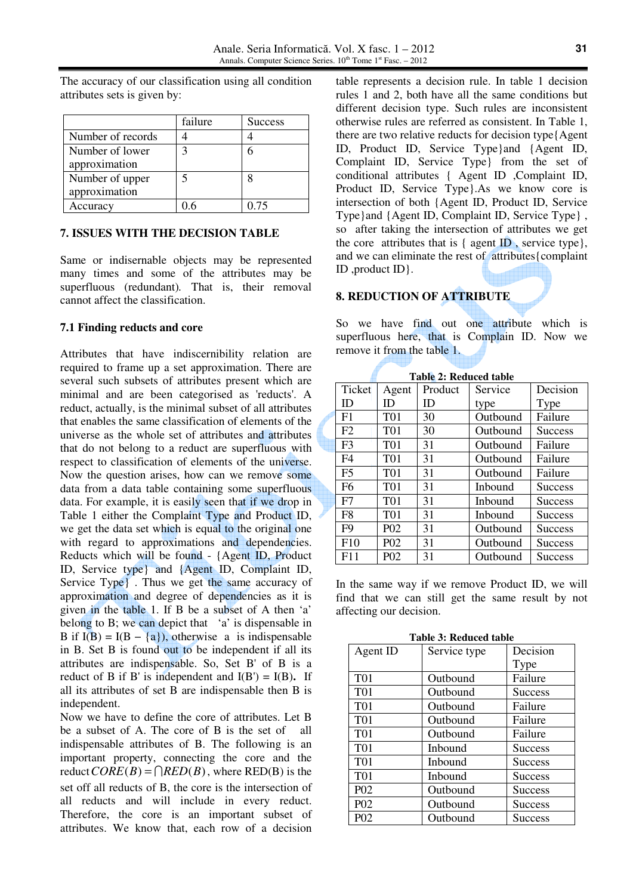The accuracy of our classification using all condition attributes sets is given by:

| | failure | Success |
|---|---|---|
| Number of records | 4 | 4 |
| Number of lower approximation | 3 | 6 |
| Number of upper approximation | 5 | 8 |
| Accuracy | 0.6 | 0.75 |

## 7. ISSUES WITH THE DECISION TABLE

Same or indisernable objects may be represented many times and some of the attributes may be superfluous (redundant). That is, their removal cannot affect the classification.

### 7.1 Finding reducts and core

Attributes that have indiscernibility relation are required to frame up a set approximation. There are several such subsets of attributes present which are minimal and are been categorised as 'reducts'. A reduct, actually, is the minimal subset of all attributes that enables the same classification of elements of the universe as the whole set of attributes and attributes that do not belong to a reduct are superfluous with respect to classification of elements of the universe. Now the question arises, how can we remove some data from a data table containing some superfluous data. For example, it is easily seen that if we drop in Table 1 either the Complaint Type and Product ID, we get the data set which is equal to the original one with regard to approximations and dependencies. Reducts which will be found - {Agent ID, Product ID, Service type} and {Agent ID, Complaint ID, Service Type} . Thus we get the same accuracy of approximation and degree of dependencies as it is given in the table 1. If B be a subset of A then 'a' belong to B; we can depict that 'a' is dispensable in B if I(B) = I(B − {a}), otherwise a is indispensable in B. Set B is found out to be independent if all its attributes are indispensable. So, Set B' of B is a reduct of B if B' is independent and I(B') = I(B). If all its attributes of set B are indispensable then B is independent.

Now we have to define the core of attributes. Let B be a subset of A. The core of B is the set of all indispensable attributes of B. The following is an important property, connecting the core and the reduct $CORE(B) = \bigcap RED(B)$, where RED(B) is the set off all reducts of B, the core is the intersection of all reducts and will include in every reduct. Therefore, the core is an important subset of attributes. We know that, each row of a decision table represents a decision rule. In table 1 decision rules 1 and 2, both have all the same conditions but different decision type. Such rules are inconsistent otherwise rules are referred as consistent. In Table 1, there are two relative reducts for decision type{Agent ID, Product ID, Service Type}and {Agent ID, Complaint ID, Service Type} from the set of conditional attributes { Agent ID ,Complaint ID, Product ID, Service Type}.As we know core is intersection of both {Agent ID, Product ID, Service Type}and {Agent ID, Complaint ID, Service Type} , so after taking the intersection of attributes we get the core attributes that is { agent ID , service type}, and we can eliminate the rest of attributes{complaint ID ,product ID}.

## 8. REDUCTION OF ATTRIBUTE

So we have find out one attribute which is superfluous here, that is Complain ID. Now we remove it from the table 1.

**Table 2: Reduced table**

| Ticket ID | Agent ID | Product ID | Service type | Decision Type |
|---|---|---|---|---|
| F1 | T01 | 30 | Outbound | Failure |
| F2 | T01 | 30 | Outbound | Success |
| F3 | T01 | 31 | Outbound | Failure |
| F4 | T01 | 31 | Outbound | Failure |
| F5 | T01 | 31 | Outbound | Failure |
| F6 | T01 | 31 | Inbound | Success |
| F7 | T01 | 31 | Inbound | Success |
| F8 | T01 | 31 | Inbound | Success |
| F9 | P02 | 31 | Outbound | Success |
| F10 | P02 | 31 | Outbound | Success |
| F11 | P02 | 31 | Outbound | Success |

In the same way if we remove Product ID, we will find that we can still get the same result by not affecting our decision.

**Table 3: Reduced table**

| Agent ID | Service type | Decision Type |
|---|---|---|
| T01 | Outbound | Failure |
| T01 | Outbound | Success |
| T01 | Outbound | Failure |
| T01 | Outbound | Failure |
| T01 | Outbound | Failure |
| T01 | Inbound | Success |
| T01 | Inbound | Success |
| T01 | Inbound | Success |
| P02 | Outbound | Success |
| P02 | Outbound | Success |
| P02 | Outbound | Success |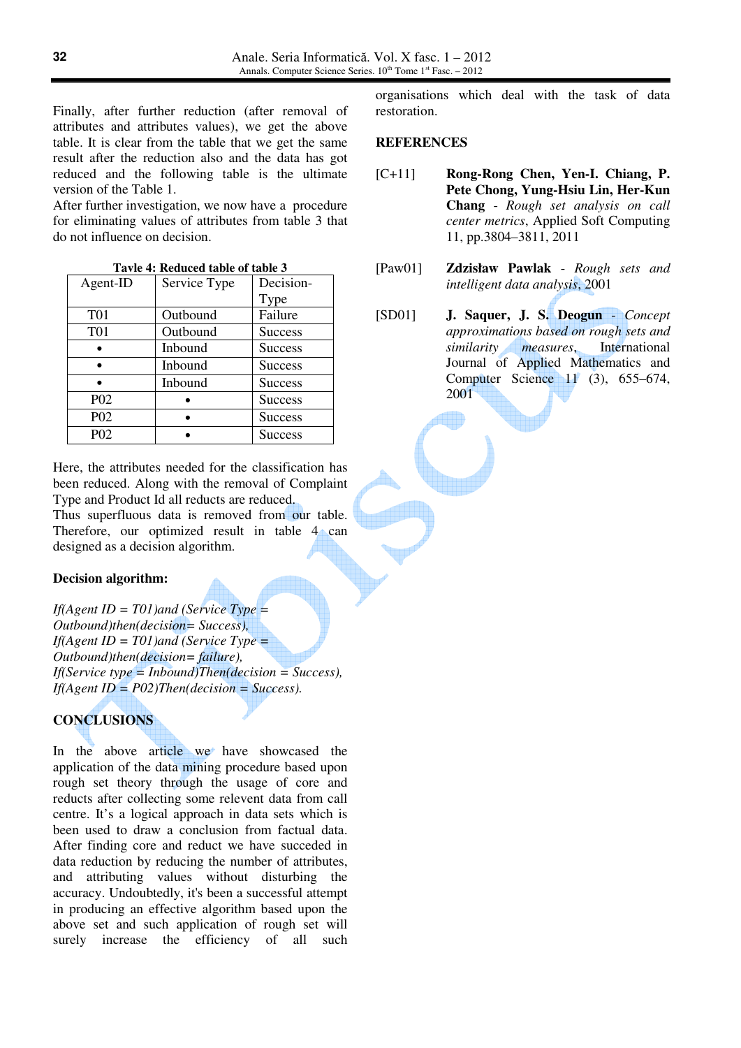Finally, after further reduction (after removal of attributes and attributes values), we get the above table. It is clear from the table that we get the same result after the reduction also and the data has got reduced and the following table is the ultimate version of the Table 1.

After further investigation, we now have a procedure for eliminating values of attributes from table 3 that do not influence on decision.

**Tavle 4: Reduced table of table 3**

| Agent-ID | Service Type | Decision-Type |
|---|---|---|
| T01 | Outbound | Failure |
| T01 | Outbound | Success |
| • | Inbound | Success |
| • | Inbound | Success |
| • | Inbound | Success |
| P02 | • | Success |
| P02 | • | Success |
| P02 | • | Success |

Here, the attributes needed for the classification has been reduced. Along with the removal of Complaint Type and Product Id all reducts are reduced.

Thus superfluous data is removed from our table. Therefore, our optimized result in table 4 can designed as a decision algorithm.

**Decision algorithm:**

*If(Agent ID = T01)and (Service Type = Outbound)then(decision= Success),*
*If(Agent ID = T01)and (Service Type = Outbound)then(decision= failure),*
*If(Service type = Inbound)Then(decision = Success),*
*If(Agent ID = P02)Then(decision = Success).*

## CONCLUSIONS

In the above article we have showcased the application of the data mining procedure based upon rough set theory through the usage of core and reducts after collecting some relevent data from call centre. It's a logical approach in data sets which is been used to draw a conclusion from factual data. After finding core and reduct we have succeded in data reduction by reducing the number of attributes, and attributing values without disturbing the accuracy. Undoubtedly, it's been a successful attempt in producing an effective algorithm based upon the above set and such application of rough set will surely increase the efficiency of all such organisations which deal with the task of data restoration.

## REFERENCES

[C+11] **Rong-Rong Chen, Yen-I. Chiang, P. Pete Chong, Yung-Hsiu Lin, Her-Kun Chang** - *Rough set analysis on call center metrics*, Applied Soft Computing 11, pp.3804–3811, 2011

[Paw01] **Zdzisław Pawlak** - *Rough sets and intelligent data analysis*, 2001

[SD01] **J. Saquer, J. S. Deogun** - *Concept approximations based on rough sets and similarity measures*, International Journal of Applied Mathematics and Computer Science 11 (3), 655–674, 2001